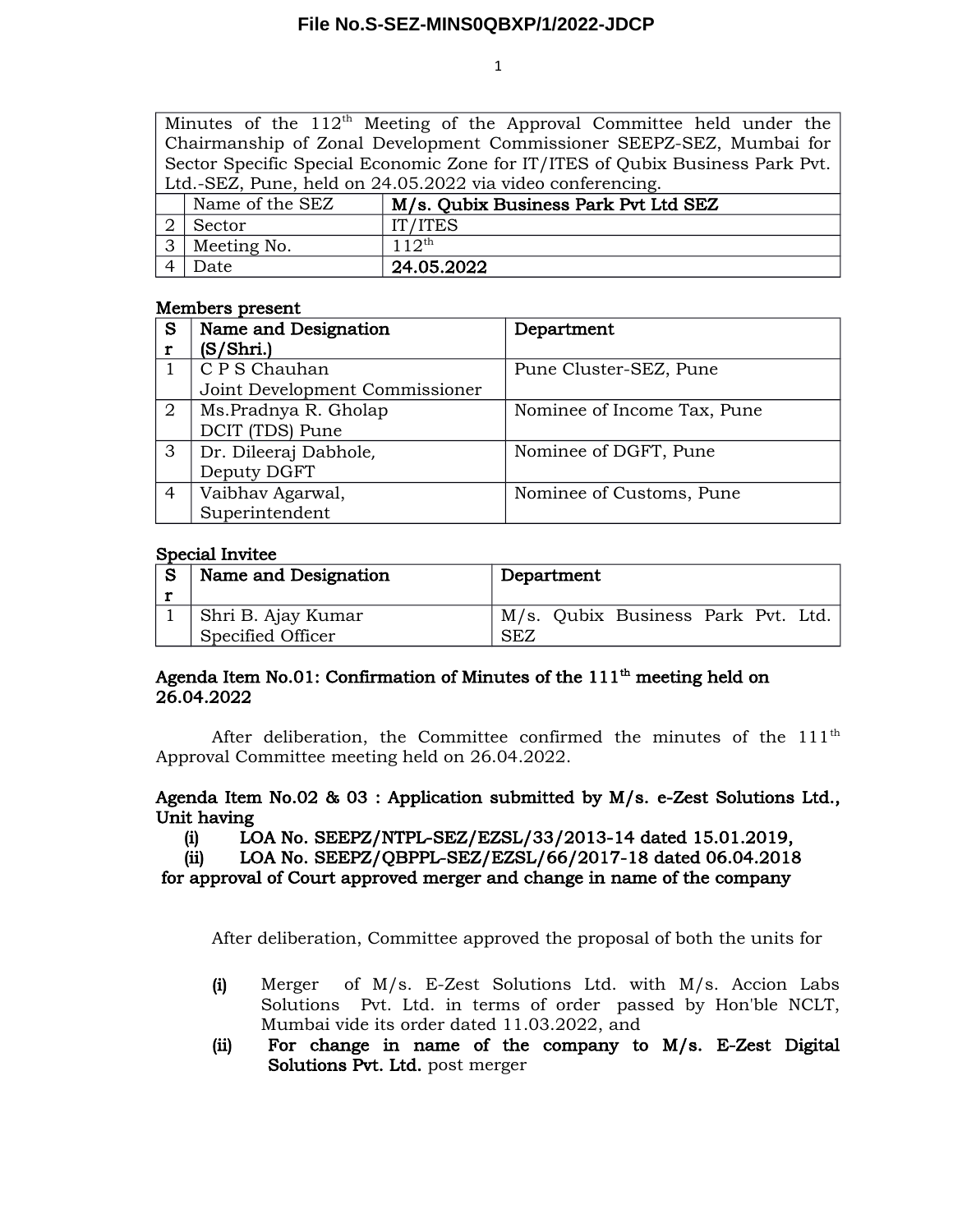File No.S-SEZ-MINS0QBXP/1/2022-JDCP

| Minutes of the 112th Meeting of the Approval Committee held under the Chairmanship of Zonal Development Commissioner SEEPZ-SEZ, Mumbai for Sector Specific Special Economic Zone for IT/ITES of Qubix Business Park Pvt. Ltd.-SEZ, Pune, held on 24.05.2022 via video conferencing. | | |
|---|---|---|
| | Name of the SEZ | **M/s. Qubix Business Park Pvt Ltd SEZ** |
| 2 | Sector | IT/ITES |
| 3 | Meeting No. | 112th |
| 4 | Date | **24.05.2022** |

**Members present**

| Sr | Name and Designation (S/Shri.) | Department |
|---|---|---|
| 1 | C P S Chauhan<br>Joint Development Commissioner | Pune Cluster-SEZ, Pune |
| 2 | Ms.Pradnya R. Gholap<br>DCIT (TDS) Pune | Nominee of Income Tax, Pune |
| 3 | Dr. Dileeraj Dabhole,<br>Deputy DGFT | Nominee of DGFT, Pune |
| 4 | Vaibhav Agarwal,<br>Superintendent | Nominee of Customs, Pune |

**Special Invitee**

| Sr | Name and Designation | Department |
|---|---|---|
| 1 | Shri B. Ajay Kumar<br>Specified Officer | M/s. Qubix Business Park Pvt. Ltd. SEZ |

**Agenda Item No.01: Confirmation of Minutes of the 111th meeting held on 26.04.2022**

After deliberation, the Committee confirmed the minutes of the 111th Approval Committee meeting held on 26.04.2022.

**Agenda Item No.02 & 03 : Application submitted by M/s. e-Zest Solutions Ltd., Unit having**

**(i) LOA No. SEEPZ/NTPL-SEZ/EZSL/33/2013-14 dated 15.01.2019,**

**(ii) LOA No. SEEPZ/QBPPL-SEZ/EZSL/66/2017-18 dated 06.04.2018**

**for approval of Court approved merger and change in name of the company**

After deliberation, Committee approved the proposal of both the units for

**(i)** Merger of M/s. E-Zest Solutions Ltd. with M/s. Accion Labs Solutions Pvt. Ltd. in terms of order passed by Hon'ble NCLT, Mumbai vide its order dated 11.03.2022, and

**(ii)** **For change in name of the company to M/s. E-Zest Digital Solutions Pvt. Ltd.** post merger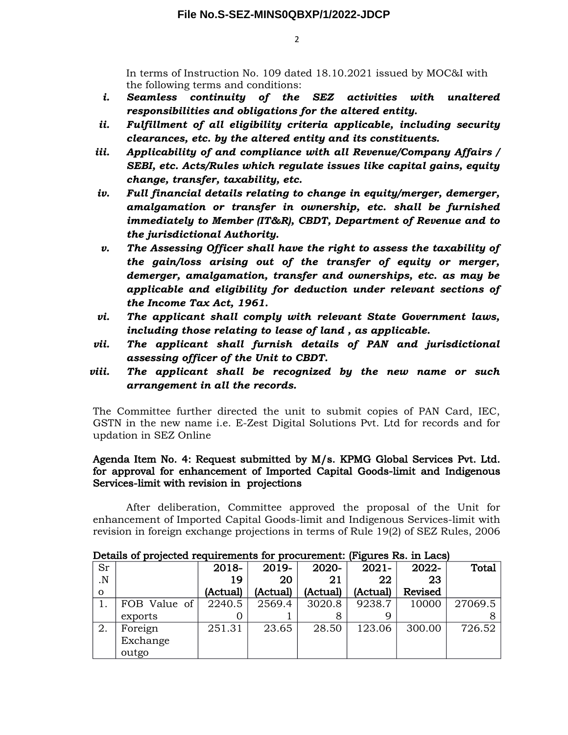In terms of Instruction No. 109 dated 18.10.2021 issued by MOC&I with the following terms and conditions:

- i. ***Seamless continuity of the SEZ activities with unaltered responsibilities and obligations for the altered entity.***
- ii. ***Fulfillment of all eligibility criteria applicable, including security clearances, etc. by the altered entity and its constituents.***
- iii. ***Applicability of and compliance with all Revenue/Company Affairs / SEBI, etc. Acts/Rules which regulate issues like capital gains, equity change, transfer, taxability, etc.***
- iv. ***Full financial details relating to change in equity/merger, demerger, amalgamation or transfer in ownership, etc. shall be furnished immediately to Member (IT&R), CBDT, Department of Revenue and to the jurisdictional Authority.***
- v. ***The Assessing Officer shall have the right to assess the taxability of the gain/loss arising out of the transfer of equity or merger, demerger, amalgamation, transfer and ownerships, etc. as may be applicable and eligibility for deduction under relevant sections of the Income Tax Act, 1961.***
- vi. ***The applicant shall comply with relevant State Government laws, including those relating to lease of land , as applicable.***
- vii. ***The applicant shall furnish details of PAN and jurisdictional assessing officer of the Unit to CBDT.***
- viii. ***The applicant shall be recognized by the new name or such arrangement in all the records.***

The Committee further directed the unit to submit copies of PAN Card, IEC, GSTN in the new name i.e. E-Zest Digital Solutions Pvt. Ltd for records and for updation in SEZ Online

**Agenda Item No. 4: Request submitted by M/s. KPMG Global Services Pvt. Ltd. for approval for enhancement of Imported Capital Goods-limit and Indigenous Services-limit with revision in projections**

After deliberation, Committee approved the proposal of the Unit for enhancement of Imported Capital Goods-limit and Indigenous Services-limit with revision in foreign exchange projections in terms of Rule 19(2) of SEZ Rules, 2006

**Details of projected requirements for procurement: (Figures Rs. in Lacs)**

| Sr.No | | **2018-19 (Actual)** | **2019-20 (Actual)** | **2020-21 (Actual)** | **2021-22 (Actual)** | **2022-23 Revised** | **Total** |
|---|---|---|---|---|---|---|---|
| 1. | FOB Value of exports | 2240.50 | 2569.41 | 3020.88 | 9238.79 | 10000 | 27069.58 |
| 2. | Foreign Exchange outgo | 251.31 | 23.65 | 28.50 | 123.06 | 300.00 | 726.52 |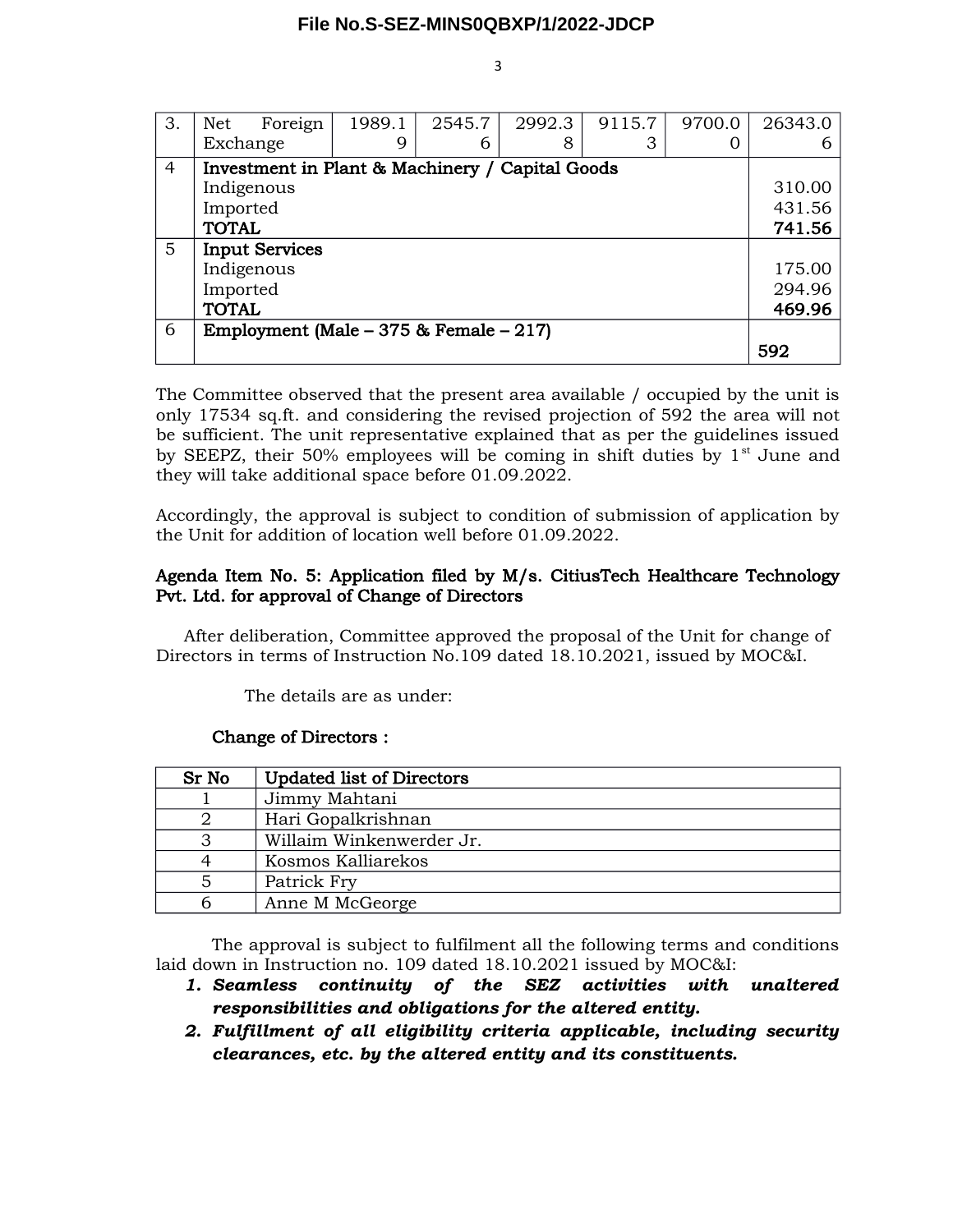| 3. | Net Foreign Exchange | 1989.19 | 2545.76 | 2992.38 | 9115.73 | 9700.00 | 26343.06 |
|---|---|---|---|---|---|---|---|
| 4 | **Investment in Plant & Machinery / Capital Goods**<br>Indigenous<br>Imported<br>**TOTAL** | | | | | | <br>310.00<br>431.56<br>**741.56** |
| 5 | **Input Services**<br>Indigenous<br>Imported<br>**TOTAL** | | | | | | <br>175.00<br>294.96<br>**469.96** |
| 6 | **Employment (Male – 375 & Female – 217)** | | | | | | **592** |

The Committee observed that the present area available / occupied by the unit is only 17534 sq.ft. and considering the revised projection of 592 the area will not be sufficient. The unit representative explained that as per the guidelines issued by SEEPZ, their 50% employees will be coming in shift duties by 1st June and they will take additional space before 01.09.2022.

Accordingly, the approval is subject to condition of submission of application by the Unit for addition of location well before 01.09.2022.

**Agenda Item No. 5: Application filed by M/s. CitiusTech Healthcare Technology Pvt. Ltd. for approval of Change of Directors**

After deliberation, Committee approved the proposal of the Unit for change of Directors in terms of Instruction No.109 dated 18.10.2021, issued by MOC&I.

The details are as under:

**Change of Directors :**

| Sr No | Updated list of Directors |
|---|---|
| 1 | Jimmy Mahtani |
| 2 | Hari Gopalkrishnan |
| 3 | Willaim Winkenwerder Jr. |
| 4 | Kosmos Kalliarekos |
| 5 | Patrick Fry |
| 6 | Anne M McGeorge |

The approval is subject to fulfilment all the following terms and conditions laid down in Instruction no. 109 dated 18.10.2021 issued by MOC&I:

1. ***Seamless continuity of the SEZ activities with unaltered responsibilities and obligations for the altered entity.***
2. ***Fulfillment of all eligibility criteria applicable, including security clearances, etc. by the altered entity and its constituents.***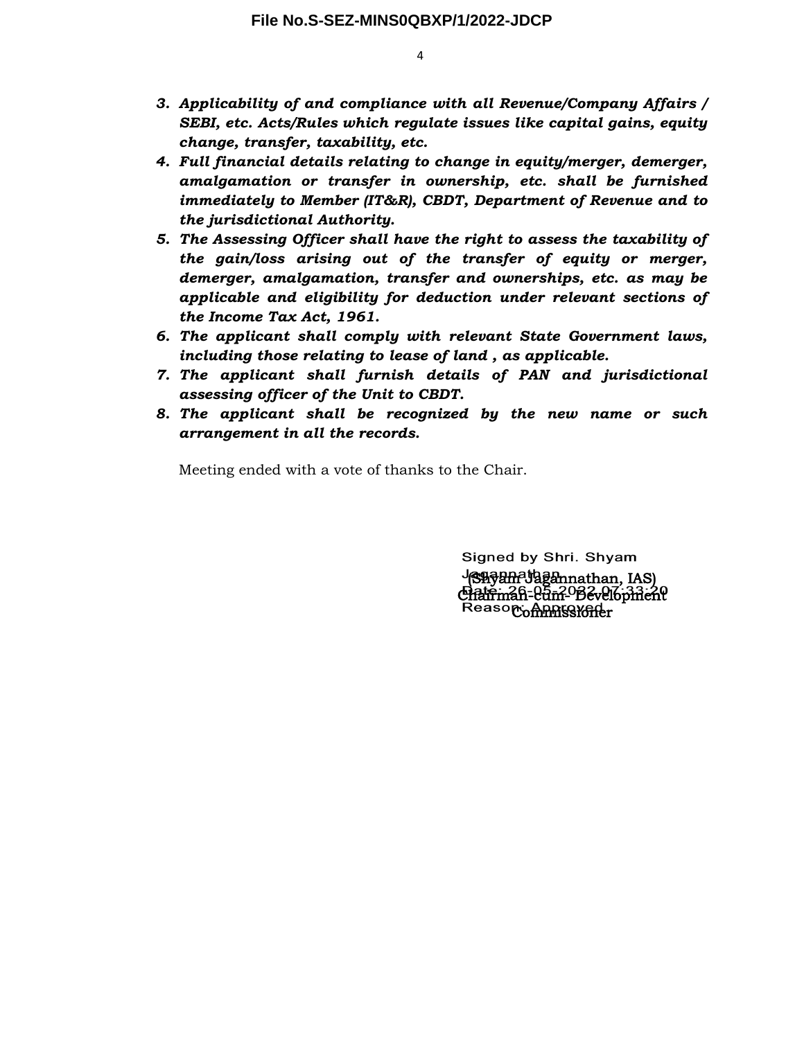3. ***Applicability of and compliance with all Revenue/Company Affairs / SEBI, etc. Acts/Rules which regulate issues like capital gains, equity change, transfer, taxability, etc.***
4. ***Full financial details relating to change in equity/merger, demerger, amalgamation or transfer in ownership, etc. shall be furnished immediately to Member (IT&R), CBDT, Department of Revenue and to the jurisdictional Authority.***
5. ***The Assessing Officer shall have the right to assess the taxability of the gain/loss arising out of the transfer of equity or merger, demerger, amalgamation, transfer and ownerships, etc. as may be applicable and eligibility for deduction under relevant sections of the Income Tax Act, 1961.***
6. ***The applicant shall comply with relevant State Government laws, including those relating to lease of land , as applicable.***
7. ***The applicant shall furnish details of PAN and jurisdictional assessing officer of the Unit to CBDT.***
8. ***The applicant shall be recognized by the new name or such arrangement in all the records.***

Meeting ended with a vote of thanks to the Chair.

Signed by Shri. Shyam Jagannathan
Date: 26-05-2022 07:33:20
Reason: Approved

(Shyam Jagannathan, IAS)
Chairman-cum- Development Commissioner